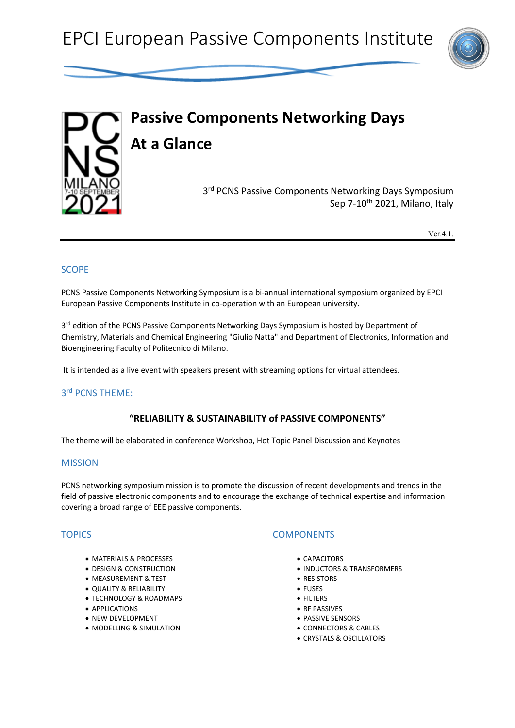# EPCI European Passive Components Institute

# Passive Components Networking Days

# At a Glance

3rd PCNS Passive Components Networking Days Symposium
Sep 7-10th 2021, Milano, Italy

Ver.4.1.

## SCOPE

PCNS Passive Components Networking Symposium is a bi-annual international symposium organized by EPCI European Passive Components Institute in co-operation with an European university.

3rd edition of the PCNS Passive Components Networking Days Symposium is hosted by Department of Chemistry, Materials and Chemical Engineering "Giulio Natta" and Department of Electronics, Information and Bioengineering Faculty of Politecnico di Milano.

It is intended as a live event with speakers present with streaming options for virtual attendees.

## 3rd PCNS THEME:

**"RELIABILITY & SUSTAINABILITY of PASSIVE COMPONENTS"**

The theme will be elaborated in conference Workshop, Hot Topic Panel Discussion and Keynotes

## MISSION

PCNS networking symposium mission is to promote the discussion of recent developments and trends in the field of passive electronic components and to encourage the exchange of technical expertise and information covering a broad range of EEE passive components.

## TOPICS

- MATERIALS & PROCESSES
- DESIGN & CONSTRUCTION
- MEASUREMENT & TEST
- QUALITY & RELIABILITY
- TECHNOLOGY & ROADMAPS
- APPLICATIONS
- NEW DEVELOPMENT
- MODELLING & SIMULATION

## COMPONENTS

- CAPACITORS
- INDUCTORS & TRANSFORMERS
- RESISTORS
- FUSES
- FILTERS
- RF PASSIVES
- PASSIVE SENSORS
- CONNECTORS & CABLES
- CRYSTALS & OSCILLATORS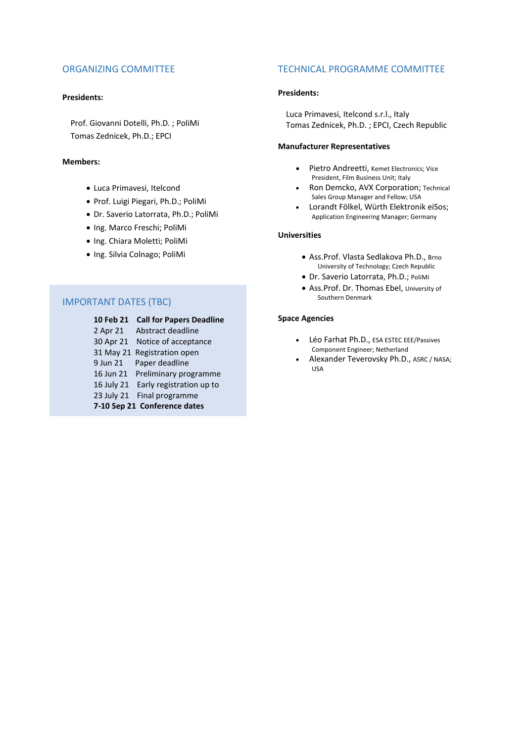## ORGANIZING COMMITTEE

**Presidents:**

Prof. Giovanni Dotelli, Ph.D. ; PoliMi
Tomas Zednicek, Ph.D.; EPCI

**Members:**

- Luca Primavesi, Itelcond
- Prof. Luigi Piegari, Ph.D.; PoliMi
- Dr. Saverio Latorrata, Ph.D.; PoliMi
- Ing. Marco Freschi; PoliMi
- Ing. Chiara Moletti; PoliMi
- Ing. Silvia Colnago; PoliMi

## IMPORTANT DATES (TBC)

| | |
|---|---|
| **10 Feb 21** | **Call for Papers Deadline** |
| 2 Apr 21 | Abstract deadline |
| 30 Apr 21 | Notice of acceptance |
| 31 May 21 | Registration open |
| 9 Jun 21 | Paper deadline |
| 16 Jun 21 | Preliminary programme |
| 16 July 21 | Early registration up to |
| 23 July 21 | Final programme |
| **7-10 Sep 21** | **Conference dates** |

## TECHNICAL PROGRAMME COMMITTEE

**Presidents:**

Luca Primavesi, Itelcond s.r.l., Italy
Tomas Zednicek, Ph.D. ; EPCI, Czech Republic

**Manufacturer Representatives**

- Pietro Andreetti, Kemet Electronics; Vice President, Film Business Unit; Italy
- Ron Demcko, AVX Corporation; Technical Sales Group Manager and Fellow; USA
- Lorandt Fölkel, Würth Elektronik eiSos; Application Engineering Manager; Germany

**Universities**

- Ass.Prof. Vlasta Sedlakova Ph.D., Brno University of Technology; Czech Republic
- Dr. Saverio Latorrata, Ph.D.; PoliMi
- Ass.Prof. Dr. Thomas Ebel, University of Southern Denmark

**Space Agencies**

- Léo Farhat Ph.D., ESA ESTEC EEE/Passives Component Engineer; Netherland
- Alexander Teverovsky Ph.D., ASRC / NASA; USA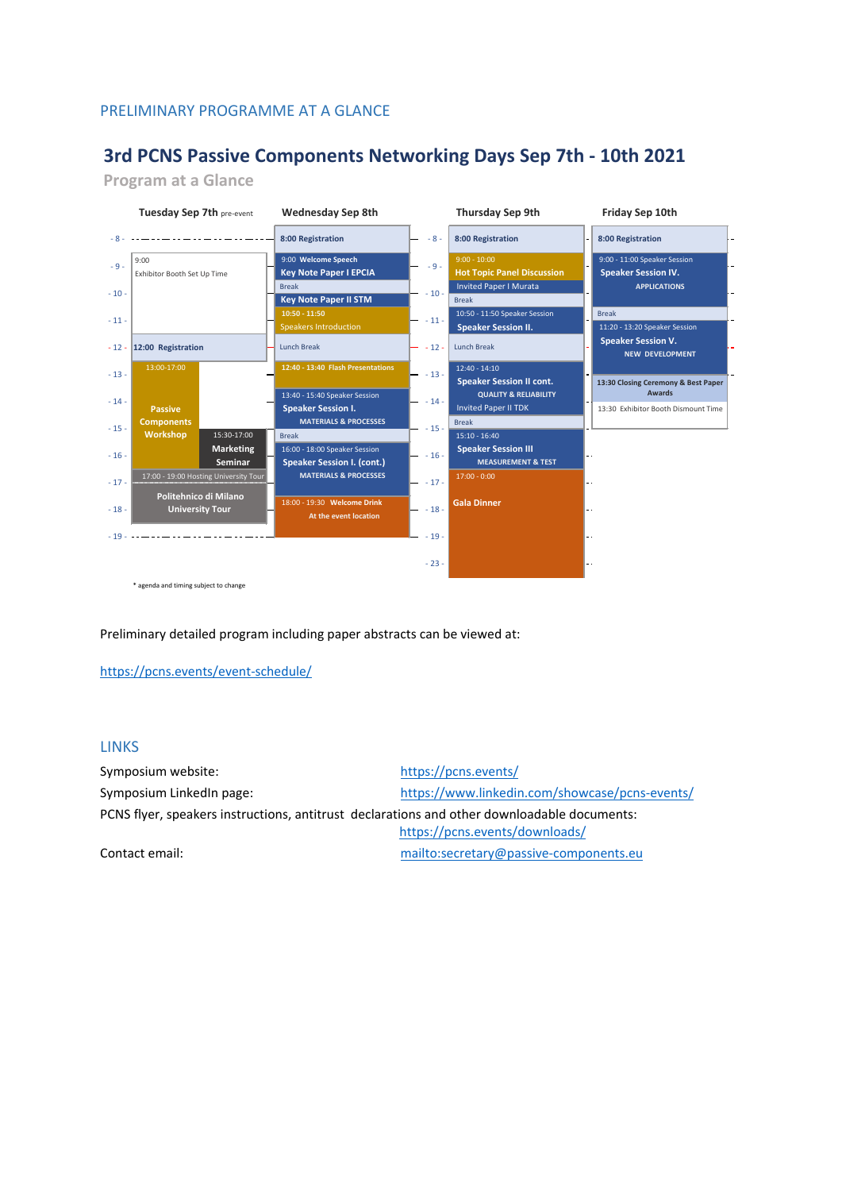PRELIMINARY PROGRAMME AT A GLANCE

# 3rd PCNS Passive Components Networking Days Sep 7th - 10th 2021

## Program at a Glance

| Time | Tuesday Sep 7th pre-event | Wednesday Sep 8th | Thursday Sep 9th | Friday Sep 10th |
|---|---|---|---|---|
| 8 | | 8:00 Registration | 8:00 Registration | 8:00 Registration |
| 9 | 9:00 Exhibitor Booth Set Up Time | 9:00 Welcome Speech<br>Key Note Paper I EPCIA | 9:00 - 10:00 Hot Topic Panel Discussion<br>Invited Paper I Murata | 9:00 - 11:00 Speaker Session<br>Speaker Session IV.<br>APPLICATIONS |
| 10 | | Break<br>Key Note Paper II STM | Break<br>10:50 - 11:50 Speaker Session<br>Speaker Session II. | |
| 11 | | 10:50 - 11:50<br>Speakers Introduction | | Break<br>11:20 - 13:20 Speaker Session<br>Speaker Session V.<br>NEW DEVELOPMENT |
| 12 | 12:00 Registration | Lunch Break | Lunch Break | |
| 13 | 13:00-17:00 Passive Components Workshop | 12:40 - 13:40 Flash Presentations | 12:40 - 14:10 Speaker Session II cont.<br>QUALITY & RELIABILITY | 13:30 Closing Ceremony & Best Paper Awards<br>13:30 Exhibitor Booth Dismount Time |
| 14 | | 13:40 - 15:40 Speaker Session<br>Speaker Session I.<br>MATERIALS & PROCESSES | Invited Paper II TDK | |
| 15 | 15:30-17:00 Marketing Seminar | Break | Break<br>15:10 - 16:40 Speaker Session III<br>MEASUREMENT & TEST | |
| 16 | | 16:00 - 18:00 Speaker Session<br>Speaker Session I. (cont.)<br>MATERIALS & PROCESSES | | |
| 17 | 17:00 - 19:00 Hosting University Tour<br>Politehnico di Milano University Tour | | 17:00 - 0:00 Gala Dinner | |
| 18 | | 18:00 - 19:30 Welcome Drink<br>At the event location | | |
| 19 | | | | |
| 23 | | | | |

\* agenda and timing subject to change

Preliminary detailed program including paper abstracts can be viewed at:

https://pcns.events/event-schedule/

## LINKS

Symposium website: https://pcns.events/

Symposium LinkedIn page: https://www.linkedin.com/showcase/pcns-events/

PCNS flyer, speakers instructions, antitrust declarations and other downloadable documents: https://pcns.events/downloads/

Contact email: mailto:secretary@passive-components.eu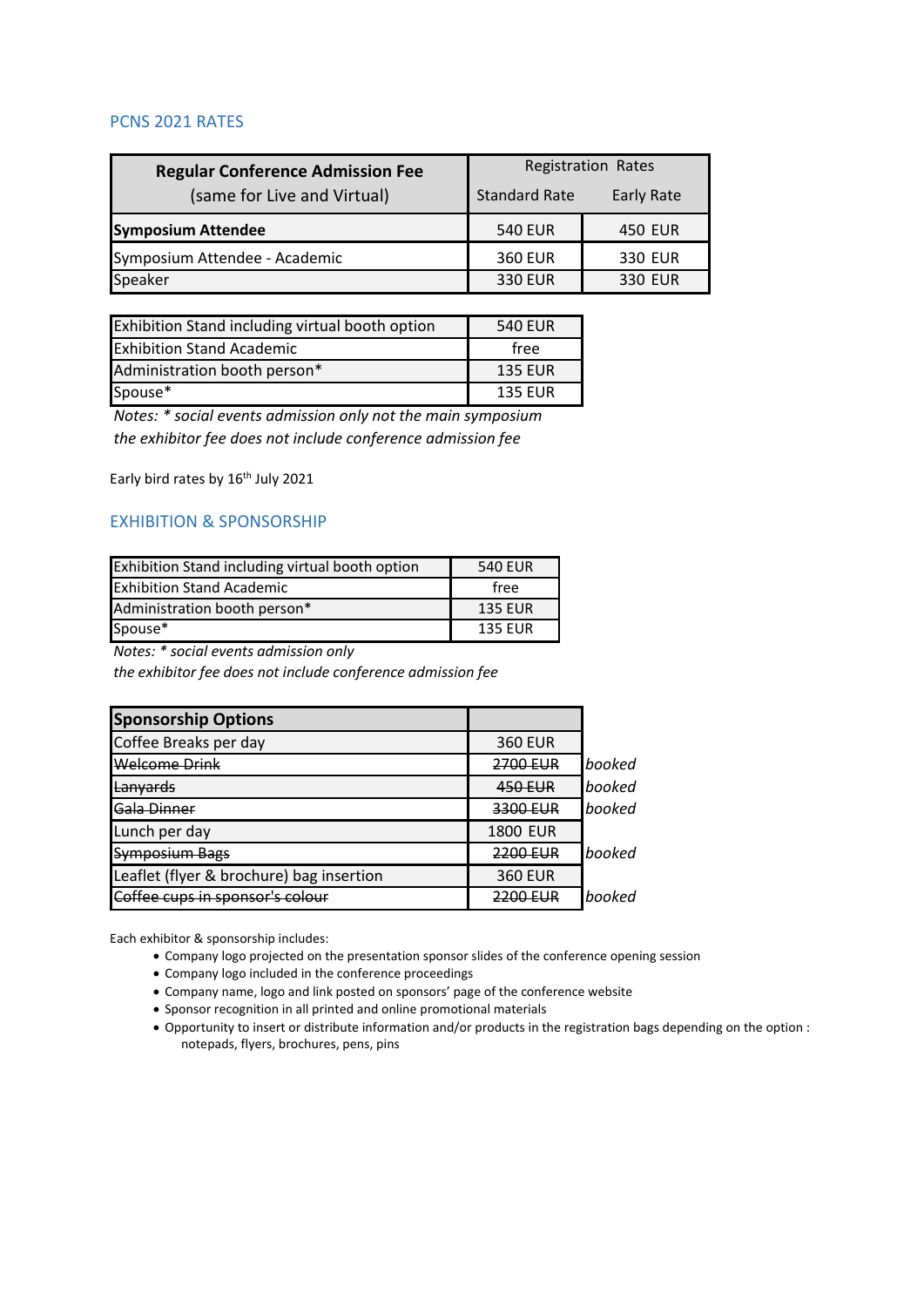## PCNS 2021 RATES

| Regular Conference Admission Fee (same for Live and Virtual) | Registration Rates | |
|---|---|---|
| | Standard Rate | Early Rate |
| **Symposium Attendee** | 540 EUR | 450 EUR |
| Symposium Attendee - Academic | 360 EUR | 330 EUR |
| Speaker | 330 EUR | 330 EUR |

| | |
|---|---|
| Exhibition Stand including virtual booth option | 540 EUR |
| Exhibition Stand Academic | free |
| Administration booth person* | 135 EUR |
| Spouse* | 135 EUR |

*Notes: * social events admission only not the main symposium*
*the exhibitor fee does not include conference admission fee*

Early bird rates by 16th July 2021

## EXHIBITION & SPONSORSHIP

| | |
|---|---|
| Exhibition Stand including virtual booth option | 540 EUR |
| Exhibition Stand Academic | free |
| Administration booth person* | 135 EUR |
| Spouse* | 135 EUR |

*Notes: * social events admission only*
*the exhibitor fee does not include conference admission fee*

| **Sponsorship Options** | | |
|---|---|---|
| Coffee Breaks per day | 360 EUR | |
| ~~Welcome Drink~~ | ~~2700 EUR~~ | *booked* |
| ~~Lanyards~~ | ~~450 EUR~~ | *booked* |
| ~~Gala Dinner~~ | ~~3300 EUR~~ | *booked* |
| Lunch per day | 1800 EUR | |
| ~~Symposium Bags~~ | ~~2200 EUR~~ | *booked* |
| Leaflet (flyer & brochure) bag insertion | 360 EUR | |
| ~~Coffee cups in sponsor's colour~~ | ~~2200 EUR~~ | *booked* |

Each exhibitor & sponsorship includes:

- Company logo projected on the presentation sponsor slides of the conference opening session
- Company logo included in the conference proceedings
- Company name, logo and link posted on sponsors' page of the conference website
- Sponsor recognition in all printed and online promotional materials
- Opportunity to insert or distribute information and/or products in the registration bags depending on the option : notepads, flyers, brochures, pens, pins